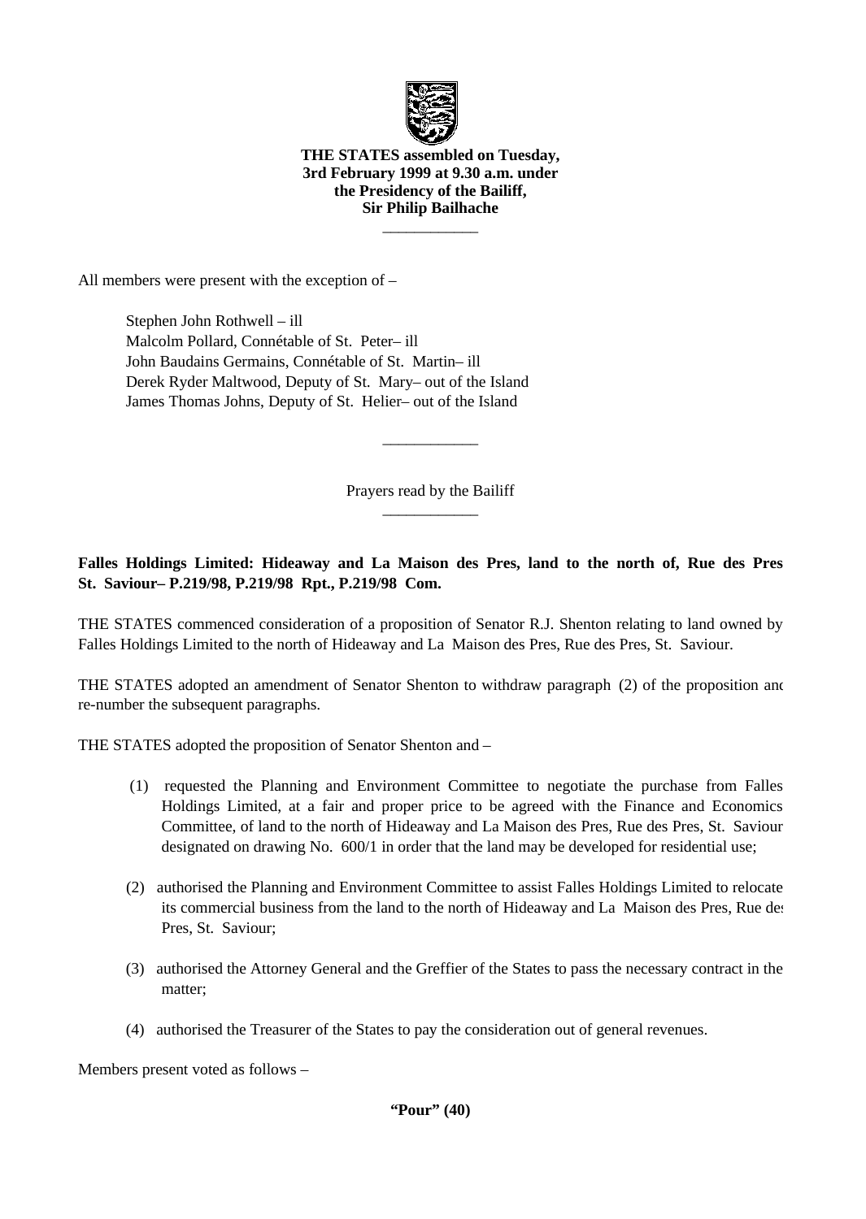**THE STATES assembled on Tuesday, 3rd February 1999 at 9.30 a.m. under the Presidency of the Bailiff, Sir Philip Bailhache**

____________

All members were present with the exception of –

Stephen John Rothwell – ill
Malcolm Pollard, Connétable of St. Peter– ill
John Baudains Germains, Connétable of St. Martin– ill
Derek Ryder Maltwood, Deputy of St. Mary– out of the Island
James Thomas Johns, Deputy of St. Helier– out of the Island

____________

Prayers read by the Bailiff

____________

**Falles Holdings Limited: Hideaway and La Maison des Pres, land to the north of, Rue des Pres St. Saviour– P.219/98, P.219/98 Rpt., P.219/98 Com.**

THE STATES commenced consideration of a proposition of Senator R.J. Shenton relating to land owned by Falles Holdings Limited to the north of Hideaway and La Maison des Pres, Rue des Pres, St. Saviour.

THE STATES adopted an amendment of Senator Shenton to withdraw paragraph (2) of the proposition and re-number the subsequent paragraphs.

THE STATES adopted the proposition of Senator Shenton and –

(1) requested the Planning and Environment Committee to negotiate the purchase from Falles Holdings Limited, at a fair and proper price to be agreed with the Finance and Economics Committee, of land to the north of Hideaway and La Maison des Pres, Rue des Pres, St. Saviour designated on drawing No. 600/1 in order that the land may be developed for residential use;

(2) authorised the Planning and Environment Committee to assist Falles Holdings Limited to relocate its commercial business from the land to the north of Hideaway and La Maison des Pres, Rue des Pres, St. Saviour;

(3) authorised the Attorney General and the Greffier of the States to pass the necessary contract in the matter;

(4) authorised the Treasurer of the States to pay the consideration out of general revenues.

Members present voted as follows –

**"Pour" (40)**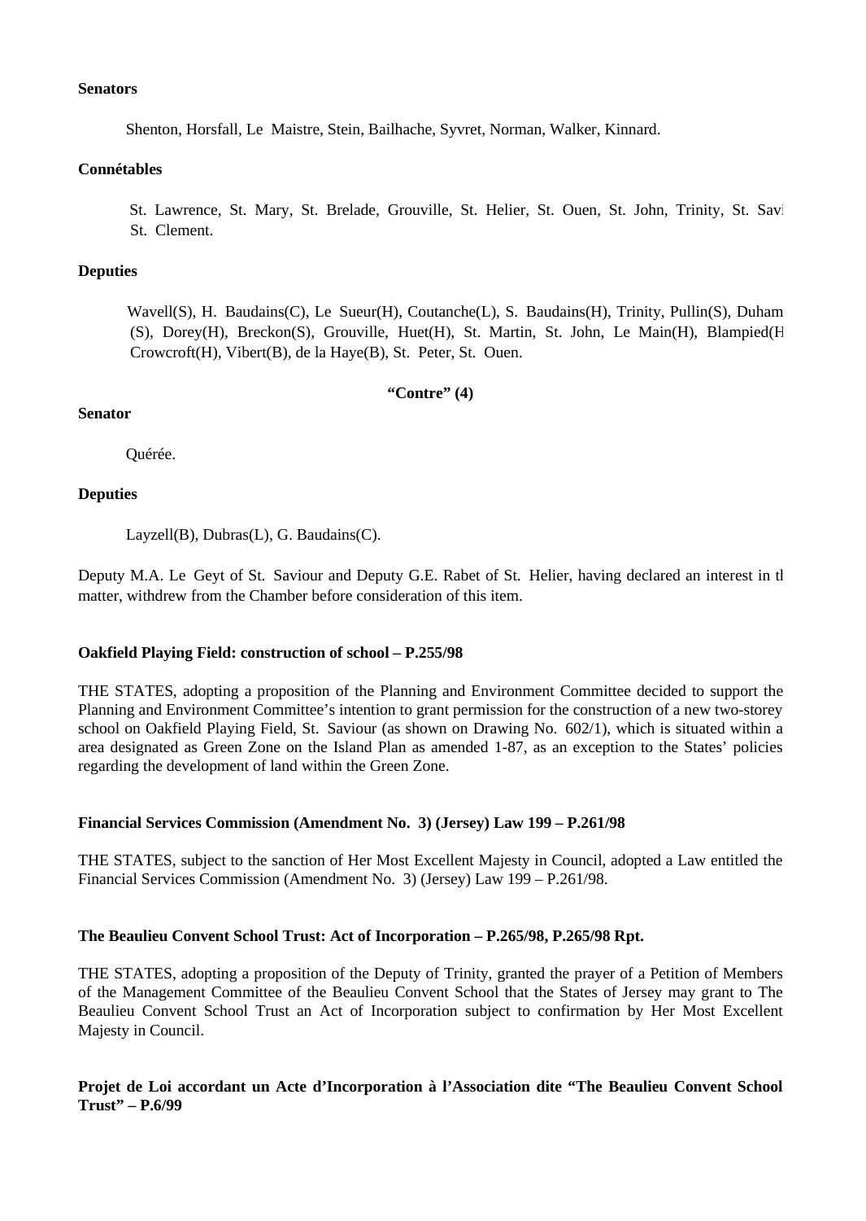**Senators**

Shenton, Horsfall, Le Maistre, Stein, Bailhache, Syvret, Norman, Walker, Kinnard.

**Connétables**

St. Lawrence, St. Mary, St. Brelade, Grouville, St. Helier, St. Ouen, St. John, Trinity, St. Savi St. Clement.

**Deputies**

Wavell(S), H. Baudains(C), Le Sueur(H), Coutanche(L), S. Baudains(H), Trinity, Pullin(S), Duham (S), Dorey(H), Breckon(S), Grouville, Huet(H), St. Martin, St. John, Le Main(H), Blampied(H Crowcroft(H), Vibert(B), de la Haye(B), St. Peter, St. Ouen.

**"Contre" (4)**

**Senator**

Quérée.

**Deputies**

Layzell(B), Dubras(L), G. Baudains(C).

Deputy M.A. Le Geyt of St. Saviour and Deputy G.E. Rabet of St. Helier, having declared an interest in tl matter, withdrew from the Chamber before consideration of this item.

**Oakfield Playing Field: construction of school – P.255/98**

THE STATES, adopting a proposition of the Planning and Environment Committee decided to support the Planning and Environment Committee's intention to grant permission for the construction of a new two-storey school on Oakfield Playing Field, St. Saviour (as shown on Drawing No. 602/1), which is situated within a area designated as Green Zone on the Island Plan as amended 1-87, as an exception to the States' policies regarding the development of land within the Green Zone.

**Financial Services Commission (Amendment No. 3) (Jersey) Law 199 – P.261/98**

THE STATES, subject to the sanction of Her Most Excellent Majesty in Council, adopted a Law entitled the Financial Services Commission (Amendment No. 3) (Jersey) Law 199 – P.261/98.

**The Beaulieu Convent School Trust: Act of Incorporation – P.265/98, P.265/98 Rpt.**

THE STATES, adopting a proposition of the Deputy of Trinity, granted the prayer of a Petition of Members of the Management Committee of the Beaulieu Convent School that the States of Jersey may grant to The Beaulieu Convent School Trust an Act of Incorporation subject to confirmation by Her Most Excellent Majesty in Council.

**Projet de Loi accordant un Acte d'Incorporation à l'Association dite "The Beaulieu Convent School Trust" – P.6/99**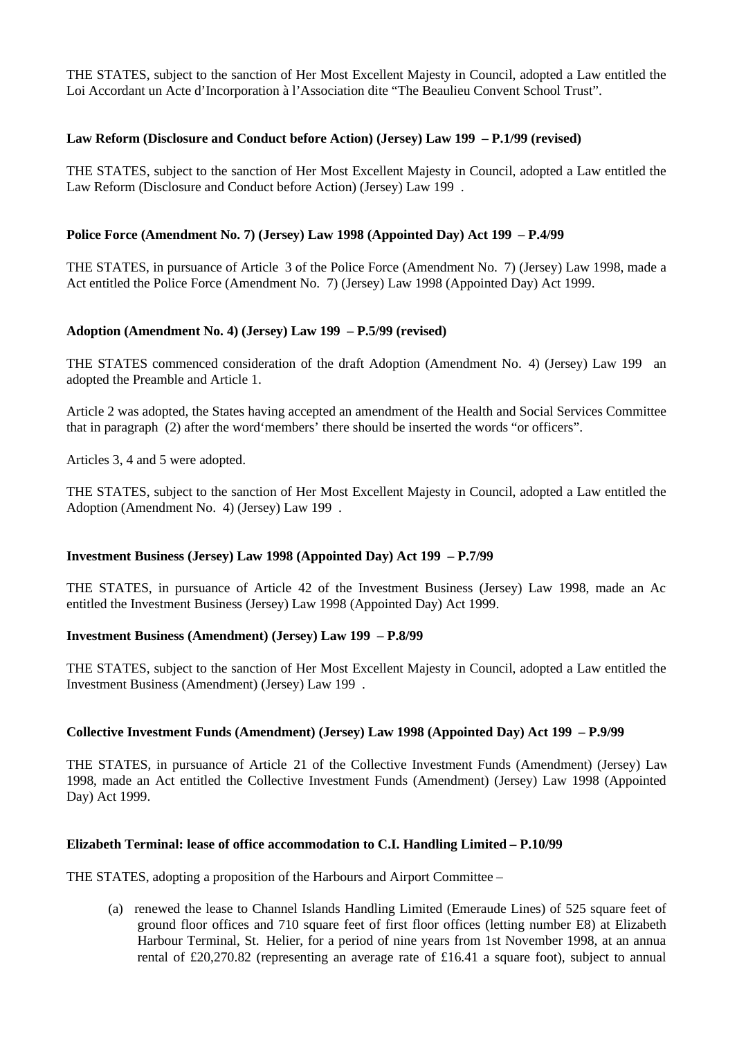THE STATES, subject to the sanction of Her Most Excellent Majesty in Council, adopted a Law entitled the Loi Accordant un Acte d'Incorporation à l'Association dite "The Beaulieu Convent School Trust".

**Law Reform (Disclosure and Conduct before Action) (Jersey) Law 199 – P.1/99 (revised)**

THE STATES, subject to the sanction of Her Most Excellent Majesty in Council, adopted a Law entitled the Law Reform (Disclosure and Conduct before Action) (Jersey) Law 199 .

**Police Force (Amendment No. 7) (Jersey) Law 1998 (Appointed Day) Act 199 – P.4/99**

THE STATES, in pursuance of Article 3 of the Police Force (Amendment No. 7) (Jersey) Law 1998, made a Act entitled the Police Force (Amendment No. 7) (Jersey) Law 1998 (Appointed Day) Act 1999.

**Adoption (Amendment No. 4) (Jersey) Law 199 – P.5/99 (revised)**

THE STATES commenced consideration of the draft Adoption (Amendment No. 4) (Jersey) Law 199 an adopted the Preamble and Article 1.

Article 2 was adopted, the States having accepted an amendment of the Health and Social Services Committee that in paragraph (2) after the word'members' there should be inserted the words "or officers".

Articles 3, 4 and 5 were adopted.

THE STATES, subject to the sanction of Her Most Excellent Majesty in Council, adopted a Law entitled the Adoption (Amendment No. 4) (Jersey) Law 199 .

**Investment Business (Jersey) Law 1998 (Appointed Day) Act 199 – P.7/99**

THE STATES, in pursuance of Article 42 of the Investment Business (Jersey) Law 1998, made an Ac entitled the Investment Business (Jersey) Law 1998 (Appointed Day) Act 1999.

**Investment Business (Amendment) (Jersey) Law 199 – P.8/99**

THE STATES, subject to the sanction of Her Most Excellent Majesty in Council, adopted a Law entitled the Investment Business (Amendment) (Jersey) Law 199 .

**Collective Investment Funds (Amendment) (Jersey) Law 1998 (Appointed Day) Act 199 – P.9/99**

THE STATES, in pursuance of Article 21 of the Collective Investment Funds (Amendment) (Jersey) Law 1998, made an Act entitled the Collective Investment Funds (Amendment) (Jersey) Law 1998 (Appointed Day) Act 1999.

**Elizabeth Terminal: lease of office accommodation to C.I. Handling Limited – P.10/99**

THE STATES, adopting a proposition of the Harbours and Airport Committee –

(a) renewed the lease to Channel Islands Handling Limited (Emeraude Lines) of 525 square feet of ground floor offices and 710 square feet of first floor offices (letting number E8) at Elizabeth Harbour Terminal, St. Helier, for a period of nine years from 1st November 1998, at an annua rental of £20,270.82 (representing an average rate of £16.41 a square foot), subject to annual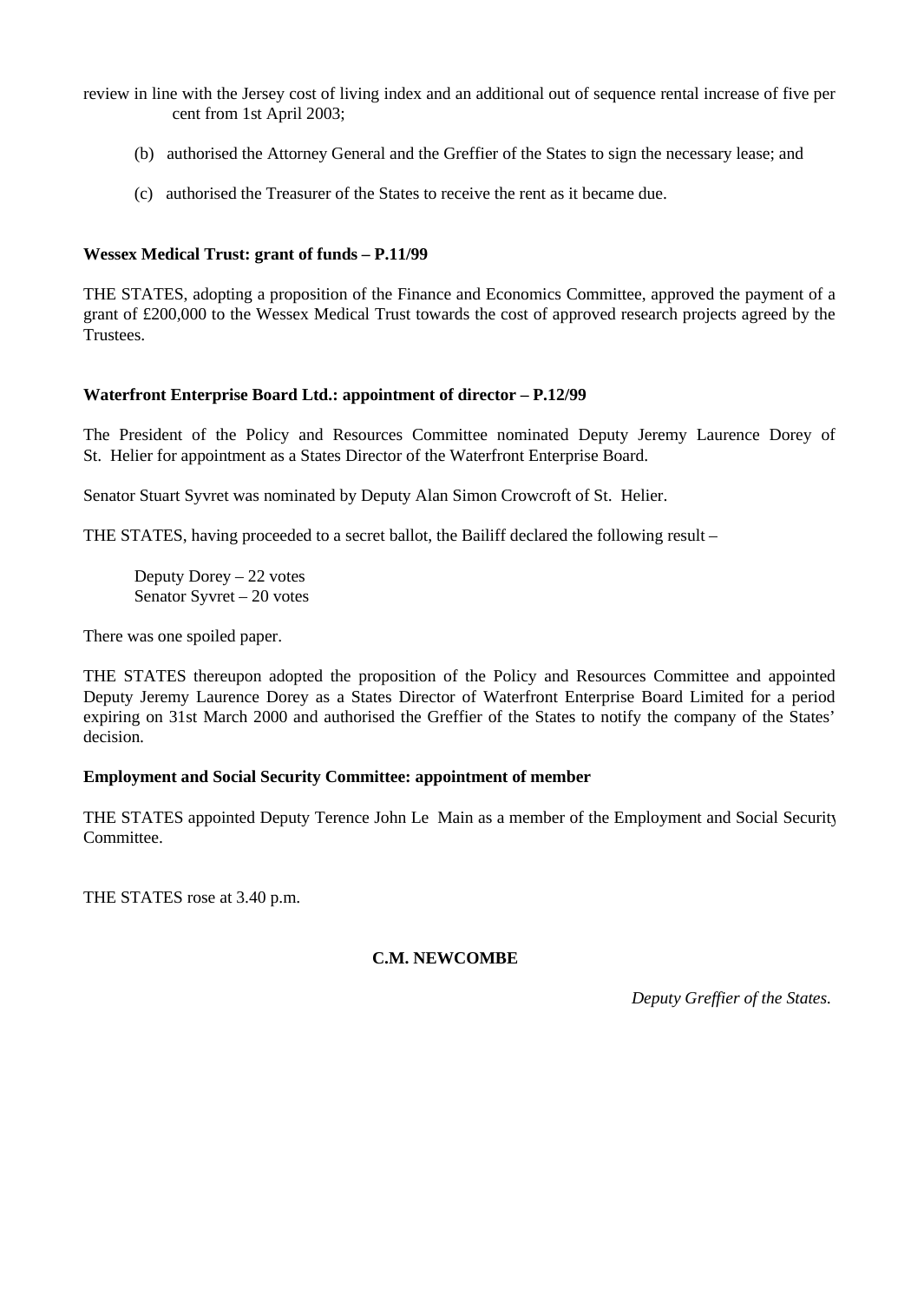review in line with the Jersey cost of living index and an additional out of sequence rental increase of five per cent from 1st April 2003;

(b) authorised the Attorney General and the Greffier of the States to sign the necessary lease; and

(c) authorised the Treasurer of the States to receive the rent as it became due.

**Wessex Medical Trust: grant of funds – P.11/99**

THE STATES, adopting a proposition of the Finance and Economics Committee, approved the payment of a grant of £200,000 to the Wessex Medical Trust towards the cost of approved research projects agreed by the Trustees.

**Waterfront Enterprise Board Ltd.: appointment of director – P.12/99**

The President of the Policy and Resources Committee nominated Deputy Jeremy Laurence Dorey of St. Helier for appointment as a States Director of the Waterfront Enterprise Board.

Senator Stuart Syvret was nominated by Deputy Alan Simon Crowcroft of St. Helier.

THE STATES, having proceeded to a secret ballot, the Bailiff declared the following result –

Deputy Dorey – 22 votes
Senator Syvret – 20 votes

There was one spoiled paper.

THE STATES thereupon adopted the proposition of the Policy and Resources Committee and appointed Deputy Jeremy Laurence Dorey as a States Director of Waterfront Enterprise Board Limited for a period expiring on 31st March 2000 and authorised the Greffier of the States to notify the company of the States' decision.

**Employment and Social Security Committee: appointment of member**

THE STATES appointed Deputy Terence John Le Main as a member of the Employment and Social Security Committee.

THE STATES rose at 3.40 p.m.

**C.M. NEWCOMBE**

*Deputy Greffier of the States.*